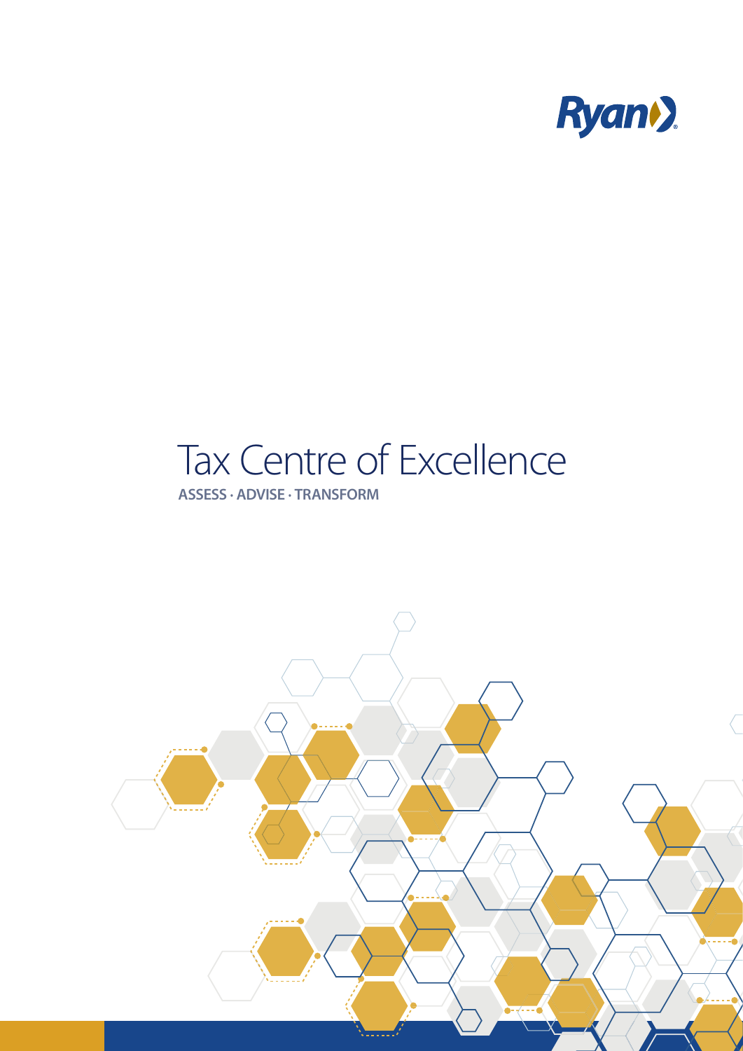Ryan

# Tax Centre of Excellence

**ASSESS · ADVISE · TRANSFORM**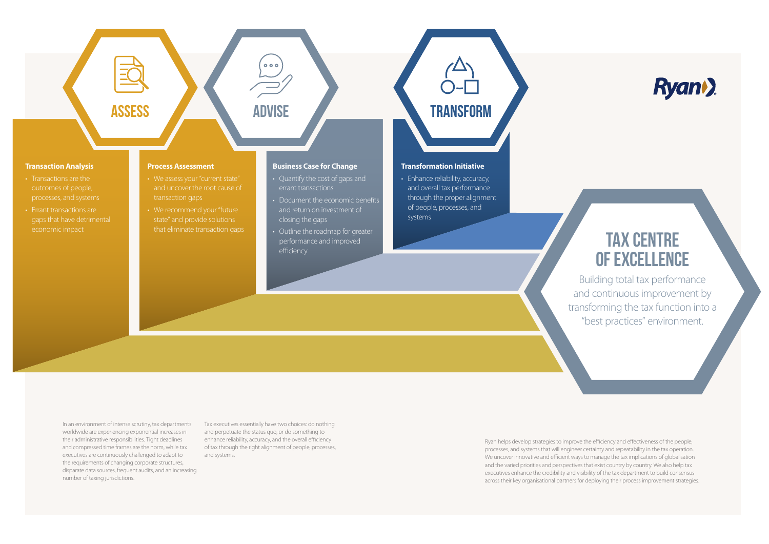## ASSESS

### Transaction Analysis

- Transactions are the outcomes of people, processes, and systems
- Errant transactions are gaps that have detrimental economic impact

### Process Assessment

- We assess your "current state" and uncover the root cause of transaction gaps
- We recommend your "future state" and provide solutions that eliminate transaction gaps

## ADVISE

### Business Case for Change

- Quantify the cost of gaps and errant transactions
- Document the economic benefits and return on investment of closing the gaps
- Outline the roadmap for greater performance and improved efficiency

## TRANSFORM

### Transformation Initiative

- Enhance reliability, accuracy, and overall tax performance through the proper alignment of people, processes, and systems

Ryan

## TAX CENTRE OF EXCELLENCE

Building total tax performance and continuous improvement by transforming the tax function into a "best practices" environment.

In an environment of intense scrutiny, tax departments worldwide are experiencing exponential increases in their administrative responsibilities. Tight deadlines and compressed time frames are the norm, while tax executives are continuously challenged to adapt to the requirements of changing corporate structures, disparate data sources, frequent audits, and an increasing number of taxing jurisdictions.

Tax executives essentially have two choices: do nothing and perpetuate the status quo, or do something to enhance reliability, accuracy, and the overall efficiency of tax through the right alignment of people, processes, and systems.

Ryan helps develop strategies to improve the efficiency and effectiveness of the people, processes, and systems that will engineer certainty and repeatability in the tax operation. We uncover innovative and efficient ways to manage the tax implications of globalisation and the varied priorities and perspectives that exist country by country. We also help tax executives enhance the credibility and visibility of the tax department to build consensus across their key organisational partners for deploying their process improvement strategies.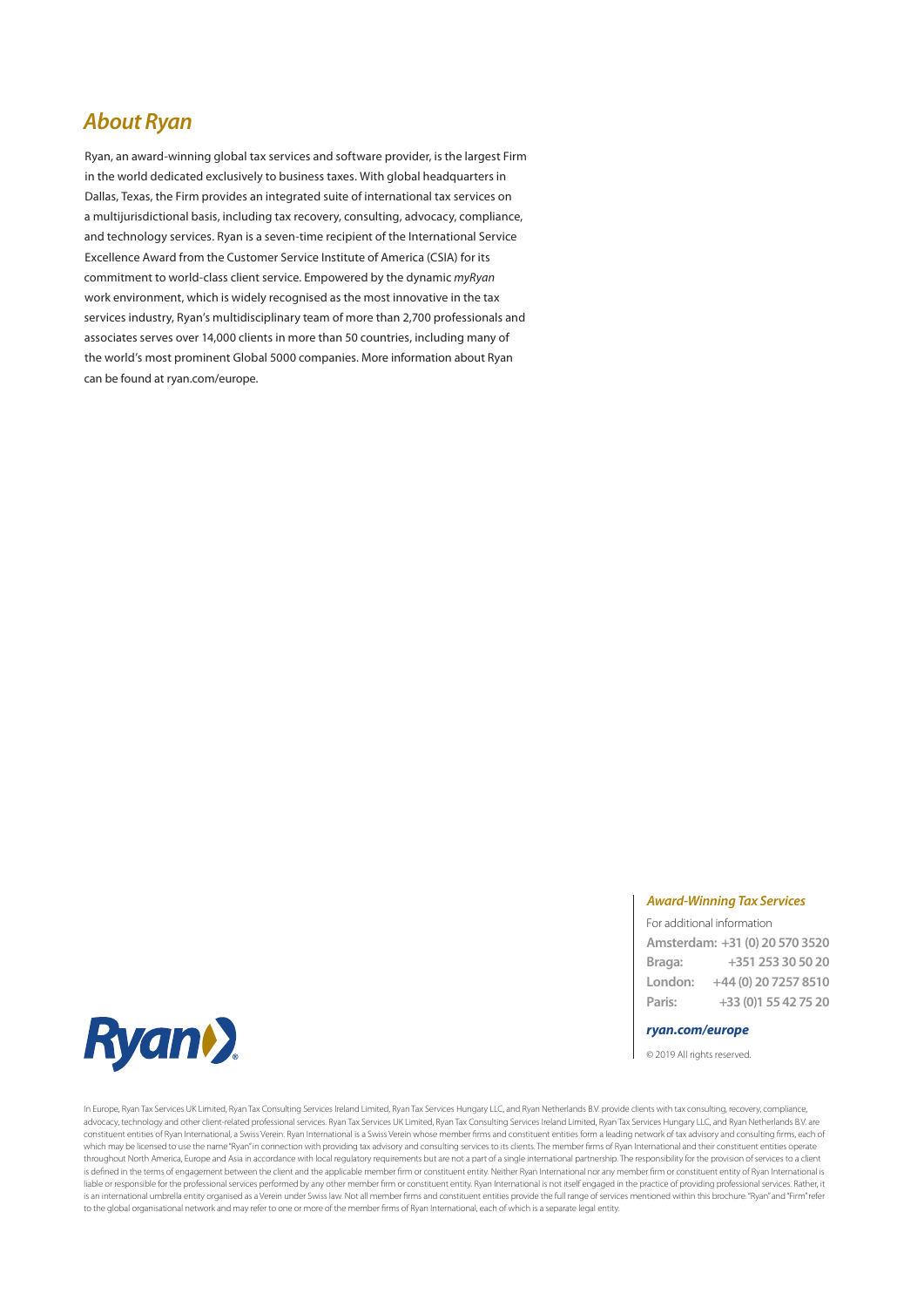## *About Ryan*

Ryan, an award-winning global tax services and software provider, is the largest Firm in the world dedicated exclusively to business taxes. With global headquarters in Dallas, Texas, the Firm provides an integrated suite of international tax services on a multijurisdictional basis, including tax recovery, consulting, advocacy, compliance, and technology services. Ryan is a seven-time recipient of the International Service Excellence Award from the Customer Service Institute of America (CSIA) for its commitment to world-class client service. Empowered by the dynamic *myRyan* work environment, which is widely recognised as the most innovative in the tax services industry, Ryan's multidisciplinary team of more than 2,700 professionals and associates serves over 14,000 clients in more than 50 countries, including many of the world's most prominent Global 5000 companies. More information about Ryan can be found at ryan.com/europe.

***Award-Winning Tax Services***

For additional information

**Amsterdam:** **+31 (0) 20 570 3520**
**Braga:** **+351 253 30 50 20**
**London:** **+44 (0) 20 7257 8510**
**Paris:** **+33 (0)1 55 42 75 20**

***ryan.com/europe***

© 2019 All rights reserved.

In Europe, Ryan Tax Services UK Limited, Ryan Tax Consulting Services Ireland Limited, Ryan Tax Services Hungary LLC, and Ryan Netherlands B.V. provide clients with tax consulting, recovery, compliance, advocacy, technology and other client-related professional services. Ryan Tax Services UK Limited, Ryan Tax Consulting Services Ireland Limited, Ryan Tax Services Hungary LLC, and Ryan Netherlands B.V. are constituent entities of Ryan International, a Swiss Verein. Ryan International is a Swiss Verein whose member firms and constituent entities form a leading network of tax advisory and consulting firms, each of which may be licensed to use the name "Ryan" in connection with providing tax advisory and consulting services to its clients. The member firms of Ryan International and their constituent entities operate throughout North America, Europe and Asia in accordance with local regulatory requirements but are not a part of a single international partnership. The responsibility for the provision of services to a client is defined in the terms of engagement between the client and the applicable member firm or constituent entity. Neither Ryan International nor any member firm or constituent entity of Ryan International is liable or responsible for the professional services performed by any other member firm or constituent entity. Ryan International is not itself engaged in the practice of providing professional services. Rather, it is an international umbrella entity organised as a Verein under Swiss law. Not all member firms and constituent entities provide the full range of services mentioned within this brochure. "Ryan" and "Firm" refer to the global organisational network and may refer to one or more of the member firms of Ryan International, each of which is a separate legal entity.